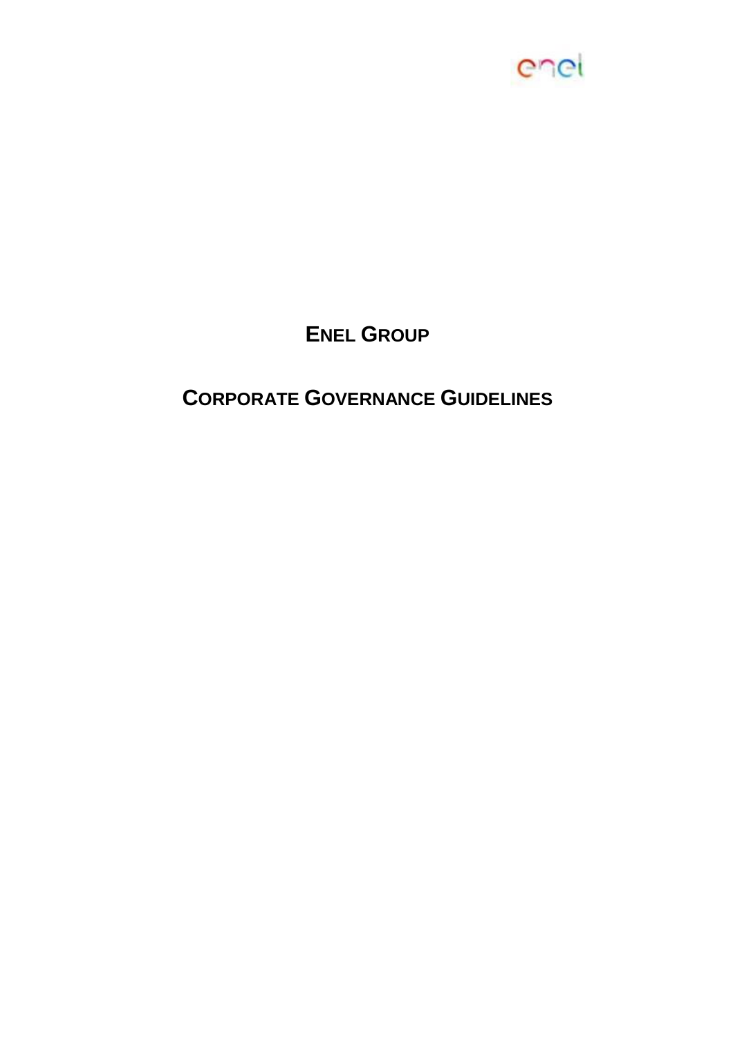# ENEL GROUP

# CORPORATE GOVERNANCE GUIDELINES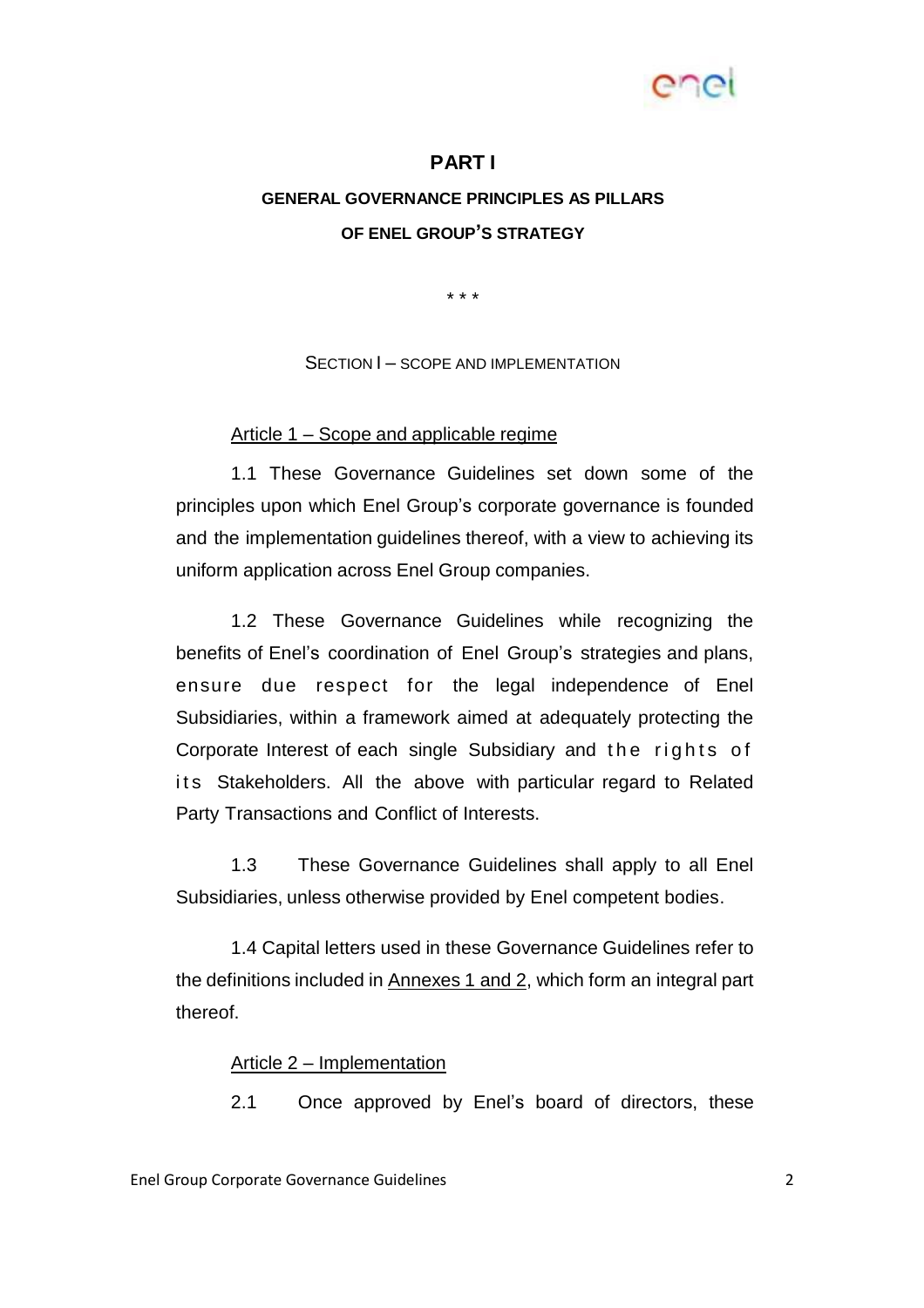# PART I

## GENERAL GOVERNANCE PRINCIPLES AS PILLARS OF ENEL GROUP'S STRATEGY

\* \* \*

### SECTION I – SCOPE AND IMPLEMENTATION

Article 1 – Scope and applicable regime

1.1 These Governance Guidelines set down some of the principles upon which Enel Group's corporate governance is founded and the implementation guidelines thereof, with a view to achieving its uniform application across Enel Group companies.

1.2 These Governance Guidelines while recognizing the benefits of Enel's coordination of Enel Group's strategies and plans, ensure due respect for the legal independence of Enel Subsidiaries, within a framework aimed at adequately protecting the Corporate Interest of each single Subsidiary and the rights of its Stakeholders. All the above with particular regard to Related Party Transactions and Conflict of Interests.

1.3 These Governance Guidelines shall apply to all Enel Subsidiaries, unless otherwise provided by Enel competent bodies.

1.4 Capital letters used in these Governance Guidelines refer to the definitions included in Annexes 1 and 2, which form an integral part thereof.

Article 2 – Implementation

2.1 Once approved by Enel's board of directors, these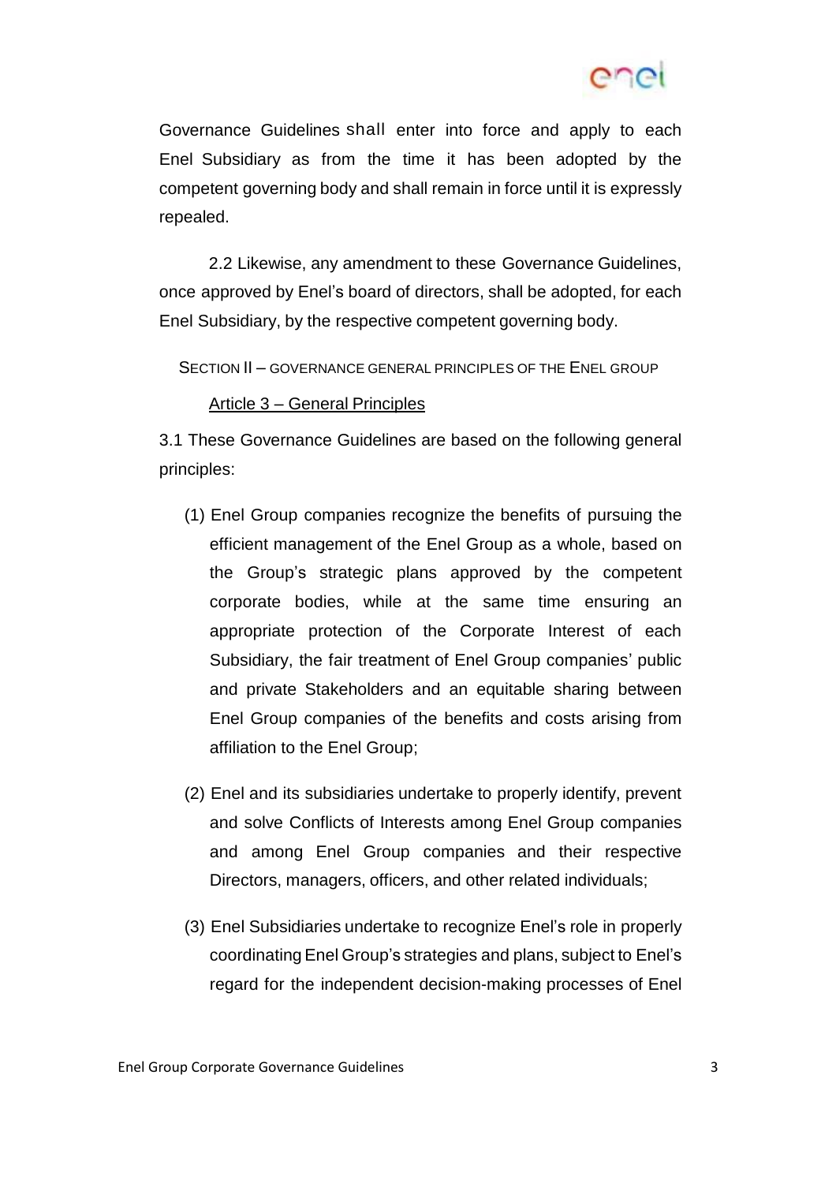Governance Guidelines shall enter into force and apply to each Enel Subsidiary as from the time it has been adopted by the competent governing body and shall remain in force until it is expressly repealed.

2.2 Likewise, any amendment to these Governance Guidelines, once approved by Enel's board of directors, shall be adopted, for each Enel Subsidiary, by the respective competent governing body.

## SECTION II – GOVERNANCE GENERAL PRINCIPLES OF THE ENEL GROUP

### Article 3 – General Principles

3.1 These Governance Guidelines are based on the following general principles:

(1) Enel Group companies recognize the benefits of pursuing the efficient management of the Enel Group as a whole, based on the Group's strategic plans approved by the competent corporate bodies, while at the same time ensuring an appropriate protection of the Corporate Interest of each Subsidiary, the fair treatment of Enel Group companies' public and private Stakeholders and an equitable sharing between Enel Group companies of the benefits and costs arising from affiliation to the Enel Group;

(2) Enel and its subsidiaries undertake to properly identify, prevent and solve Conflicts of Interests among Enel Group companies and among Enel Group companies and their respective Directors, managers, officers, and other related individuals;

(3) Enel Subsidiaries undertake to recognize Enel's role in properly coordinating Enel Group's strategies and plans, subject to Enel's regard for the independent decision-making processes of Enel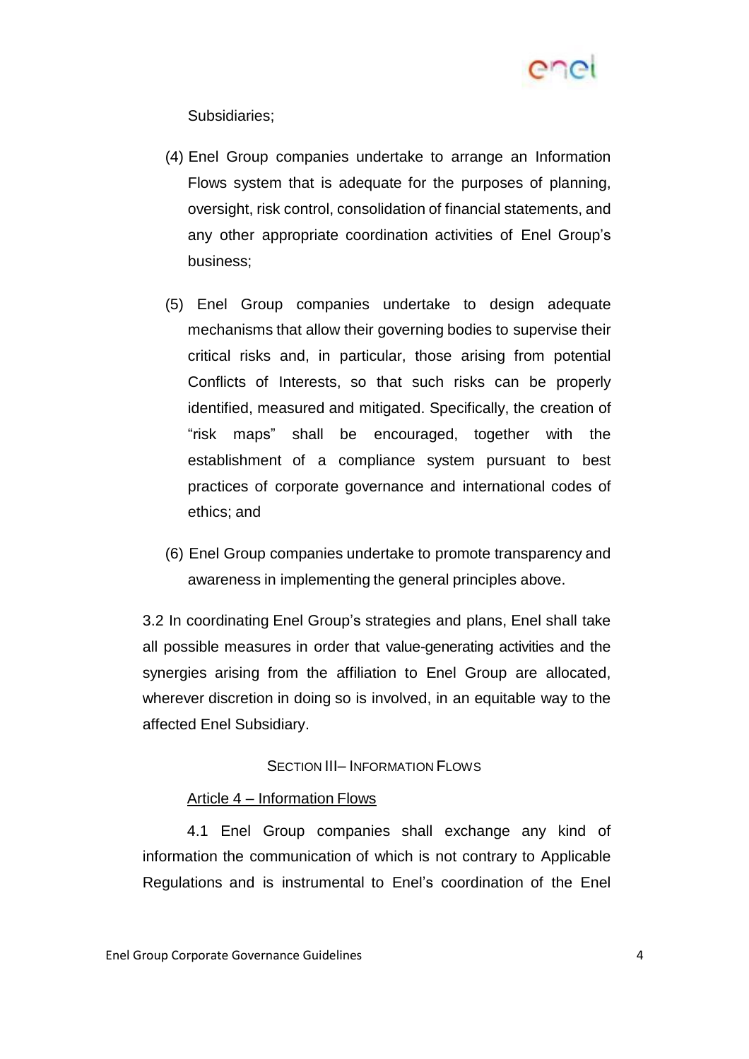Subsidiaries;

(4) Enel Group companies undertake to arrange an Information Flows system that is adequate for the purposes of planning, oversight, risk control, consolidation of financial statements, and any other appropriate coordination activities of Enel Group's business;

(5) Enel Group companies undertake to design adequate mechanisms that allow their governing bodies to supervise their critical risks and, in particular, those arising from potential Conflicts of Interests, so that such risks can be properly identified, measured and mitigated. Specifically, the creation of "risk maps" shall be encouraged, together with the establishment of a compliance system pursuant to best practices of corporate governance and international codes of ethics; and

(6) Enel Group companies undertake to promote transparency and awareness in implementing the general principles above.

3.2 In coordinating Enel Group's strategies and plans, Enel shall take all possible measures in order that value-generating activities and the synergies arising from the affiliation to Enel Group are allocated, wherever discretion in doing so is involved, in an equitable way to the affected Enel Subsidiary.

## SECTION III– INFORMATION FLOWS

### Article 4 – Information Flows

4.1 Enel Group companies shall exchange any kind of information the communication of which is not contrary to Applicable Regulations and is instrumental to Enel's coordination of the Enel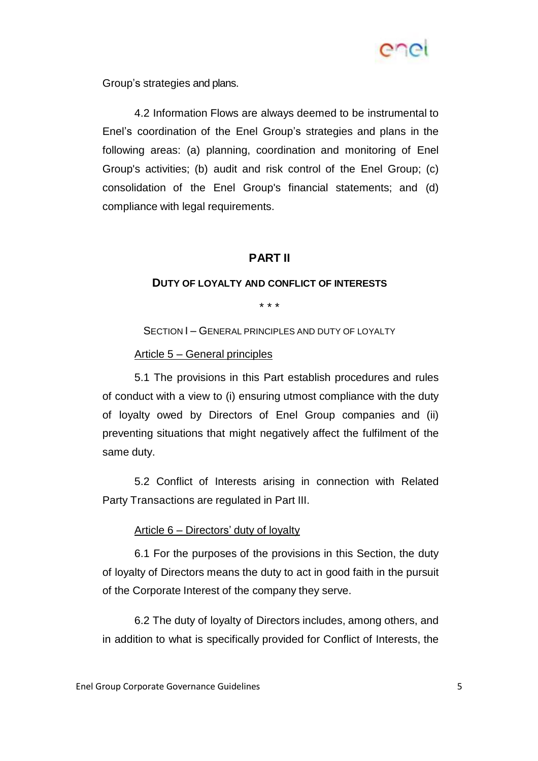Group's strategies and plans.

4.2 Information Flows are always deemed to be instrumental to Enel's coordination of the Enel Group's strategies and plans in the following areas: (a) planning, coordination and monitoring of Enel Group's activities; (b) audit and risk control of the Enel Group; (c) consolidation of the Enel Group's financial statements; and (d) compliance with legal requirements.

# PART II

## DUTY OF LOYALTY AND CONFLICT OF INTERESTS

\* \* \*

### SECTION I – GENERAL PRINCIPLES AND DUTY OF LOYALTY

#### Article 5 – General principles

5.1 The provisions in this Part establish procedures and rules of conduct with a view to (i) ensuring utmost compliance with the duty of loyalty owed by Directors of Enel Group companies and (ii) preventing situations that might negatively affect the fulfilment of the same duty.

5.2 Conflict of Interests arising in connection with Related Party Transactions are regulated in Part III.

#### Article 6 – Directors' duty of loyalty

6.1 For the purposes of the provisions in this Section, the duty of loyalty of Directors means the duty to act in good faith in the pursuit of the Corporate Interest of the company they serve.

6.2 The duty of loyalty of Directors includes, among others, and in addition to what is specifically provided for Conflict of Interests, the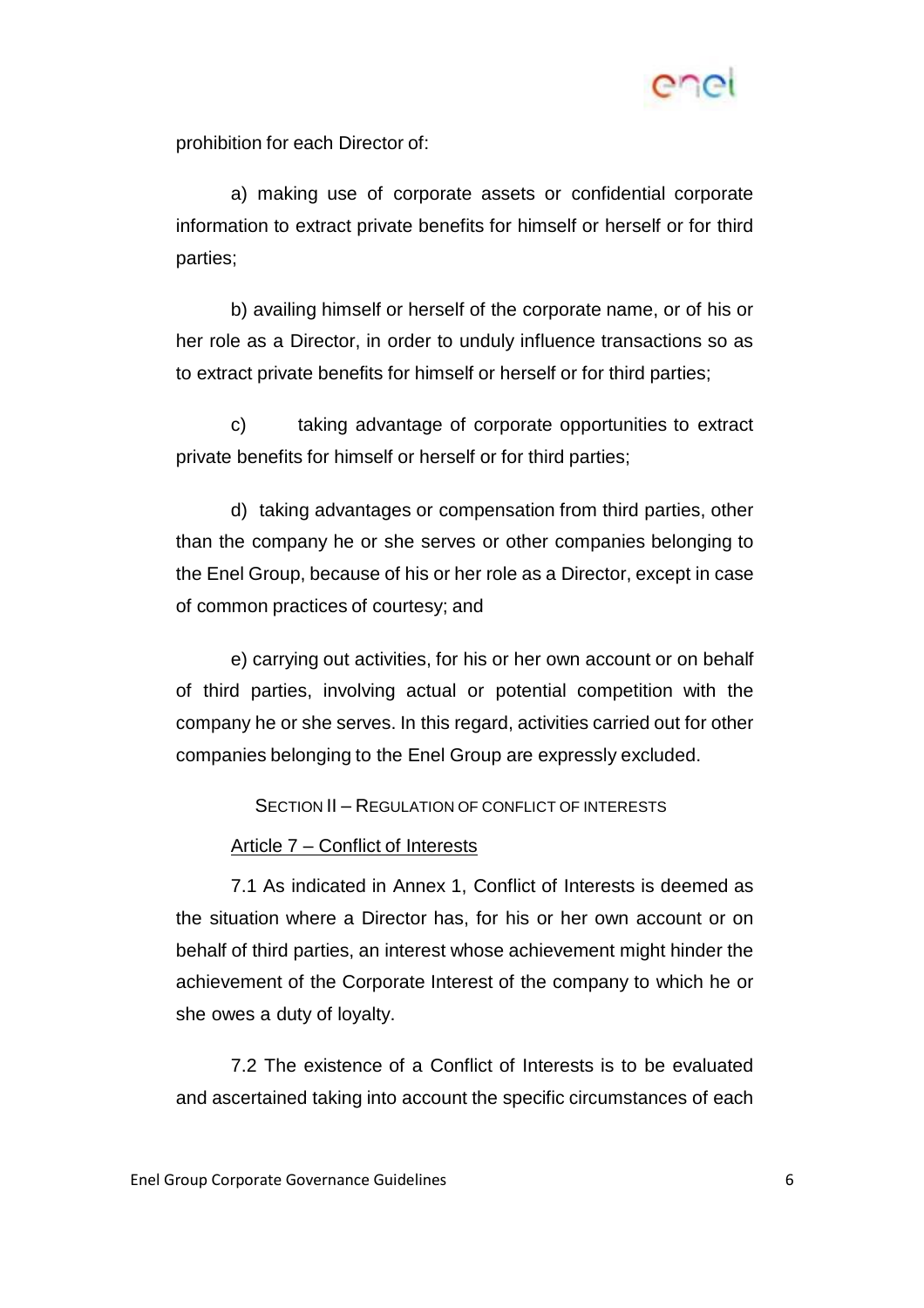prohibition for each Director of:

a) making use of corporate assets or confidential corporate information to extract private benefits for himself or herself or for third parties;

b) availing himself or herself of the corporate name, or of his or her role as a Director, in order to unduly influence transactions so as to extract private benefits for himself or herself or for third parties;

c) taking advantage of corporate opportunities to extract private benefits for himself or herself or for third parties;

d) taking advantages or compensation from third parties, other than the company he or she serves or other companies belonging to the Enel Group, because of his or her role as a Director, except in case of common practices of courtesy; and

e) carrying out activities, for his or her own account or on behalf of third parties, involving actual or potential competition with the company he or she serves. In this regard, activities carried out for other companies belonging to the Enel Group are expressly excluded.

## SECTION II – REGULATION OF CONFLICT OF INTERESTS

### Article 7 – Conflict of Interests

7.1 As indicated in Annex 1, Conflict of Interests is deemed as the situation where a Director has, for his or her own account or on behalf of third parties, an interest whose achievement might hinder the achievement of the Corporate Interest of the company to which he or she owes a duty of loyalty.

7.2 The existence of a Conflict of Interests is to be evaluated and ascertained taking into account the specific circumstances of each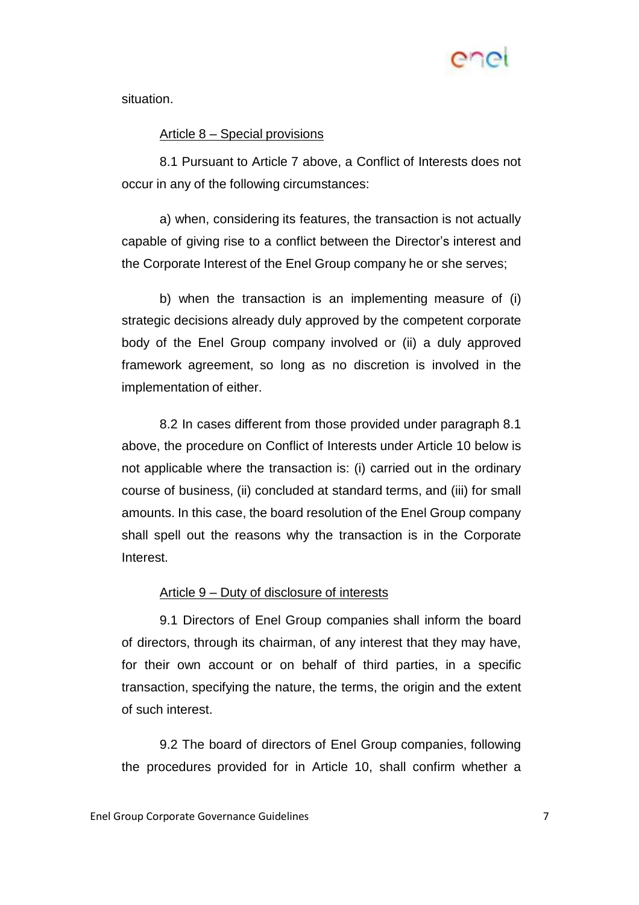situation.

Article 8 – Special provisions

8.1 Pursuant to Article 7 above, a Conflict of Interests does not occur in any of the following circumstances:

a) when, considering its features, the transaction is not actually capable of giving rise to a conflict between the Director's interest and the Corporate Interest of the Enel Group company he or she serves;

b) when the transaction is an implementing measure of (i) strategic decisions already duly approved by the competent corporate body of the Enel Group company involved or (ii) a duly approved framework agreement, so long as no discretion is involved in the implementation of either.

8.2 In cases different from those provided under paragraph 8.1 above, the procedure on Conflict of Interests under Article 10 below is not applicable where the transaction is: (i) carried out in the ordinary course of business, (ii) concluded at standard terms, and (iii) for small amounts. In this case, the board resolution of the Enel Group company shall spell out the reasons why the transaction is in the Corporate Interest.

Article 9 – Duty of disclosure of interests

9.1 Directors of Enel Group companies shall inform the board of directors, through its chairman, of any interest that they may have, for their own account or on behalf of third parties, in a specific transaction, specifying the nature, the terms, the origin and the extent of such interest.

9.2 The board of directors of Enel Group companies, following the procedures provided for in Article 10, shall confirm whether a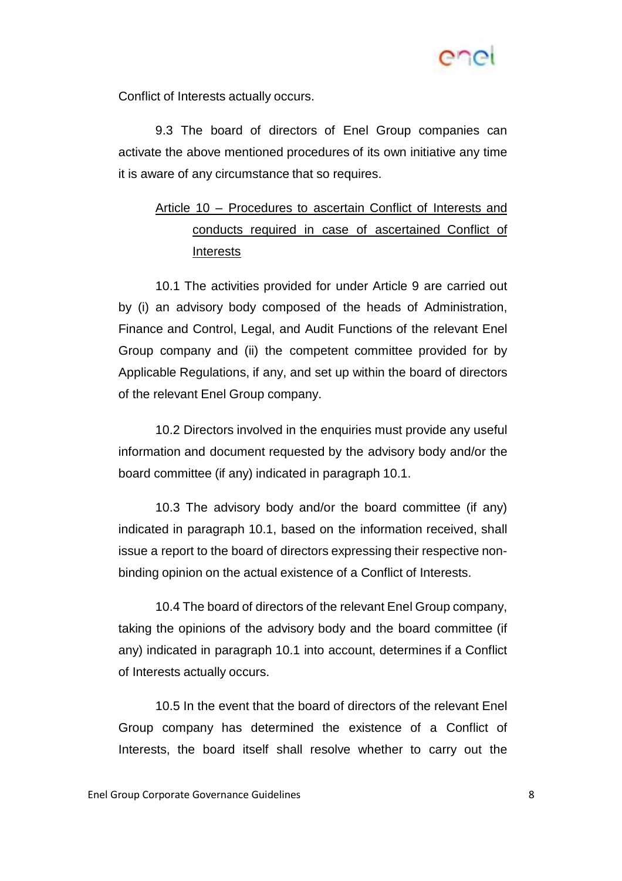Conflict of Interests actually occurs.

9.3 The board of directors of Enel Group companies can activate the above mentioned procedures of its own initiative any time it is aware of any circumstance that so requires.

### Article 10 – Procedures to ascertain Conflict of Interests and conducts required in case of ascertained Conflict of Interests

10.1 The activities provided for under Article 9 are carried out by (i) an advisory body composed of the heads of Administration, Finance and Control, Legal, and Audit Functions of the relevant Enel Group company and (ii) the competent committee provided for by Applicable Regulations, if any, and set up within the board of directors of the relevant Enel Group company.

10.2 Directors involved in the enquiries must provide any useful information and document requested by the advisory body and/or the board committee (if any) indicated in paragraph 10.1.

10.3 The advisory body and/or the board committee (if any) indicated in paragraph 10.1, based on the information received, shall issue a report to the board of directors expressing their respective non-binding opinion on the actual existence of a Conflict of Interests.

10.4 The board of directors of the relevant Enel Group company, taking the opinions of the advisory body and the board committee (if any) indicated in paragraph 10.1 into account, determines if a Conflict of Interests actually occurs.

10.5 In the event that the board of directors of the relevant Enel Group company has determined the existence of a Conflict of Interests, the board itself shall resolve whether to carry out the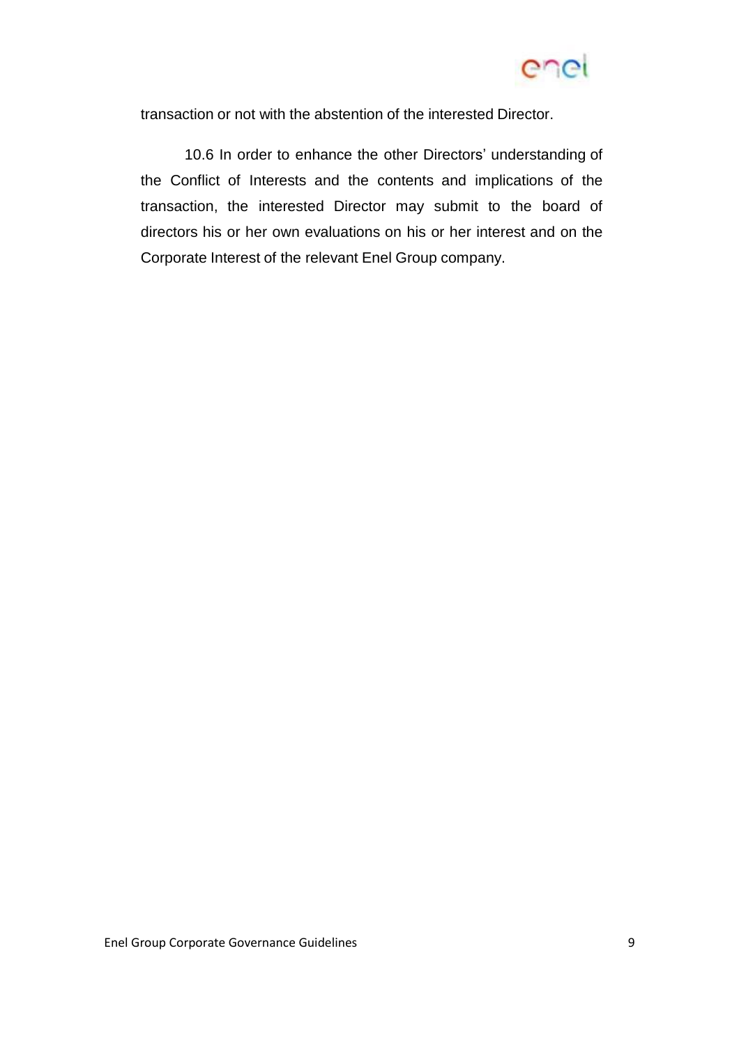transaction or not with the abstention of the interested Director.

10.6 In order to enhance the other Directors' understanding of the Conflict of Interests and the contents and implications of the transaction, the interested Director may submit to the board of directors his or her own evaluations on his or her interest and on the Corporate Interest of the relevant Enel Group company.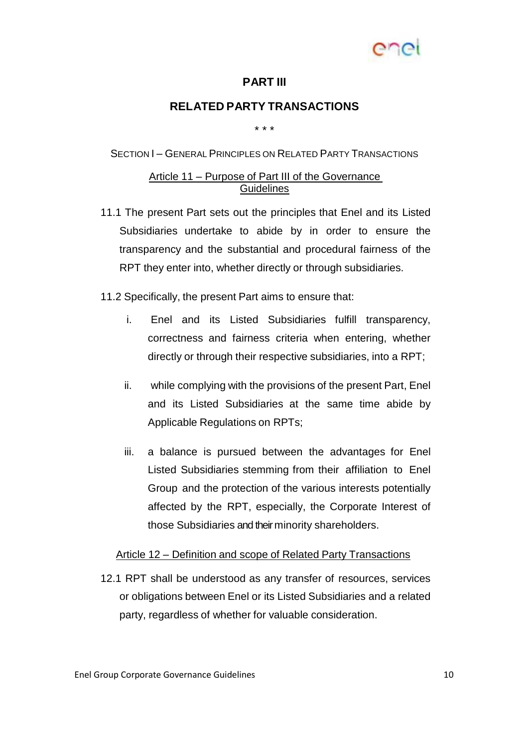## PART III

## RELATED PARTY TRANSACTIONS

\* \* \*

### SECTION I – GENERAL PRINCIPLES ON RELATED PARTY TRANSACTIONS

#### Article 11 – Purpose of Part III of the Governance Guidelines

11.1 The present Part sets out the principles that Enel and its Listed Subsidiaries undertake to abide by in order to ensure the transparency and the substantial and procedural fairness of the RPT they enter into, whether directly or through subsidiaries.

11.2 Specifically, the present Part aims to ensure that:

i. Enel and its Listed Subsidiaries fulfill transparency, correctness and fairness criteria when entering, whether directly or through their respective subsidiaries, into a RPT;

ii. while complying with the provisions of the present Part, Enel and its Listed Subsidiaries at the same time abide by Applicable Regulations on RPTs;

iii. a balance is pursued between the advantages for Enel Listed Subsidiaries stemming from their affiliation to Enel Group and the protection of the various interests potentially affected by the RPT, especially, the Corporate Interest of those Subsidiaries and their minority shareholders.

#### Article 12 – Definition and scope of Related Party Transactions

12.1 RPT shall be understood as any transfer of resources, services or obligations between Enel or its Listed Subsidiaries and a related party, regardless of whether for valuable consideration.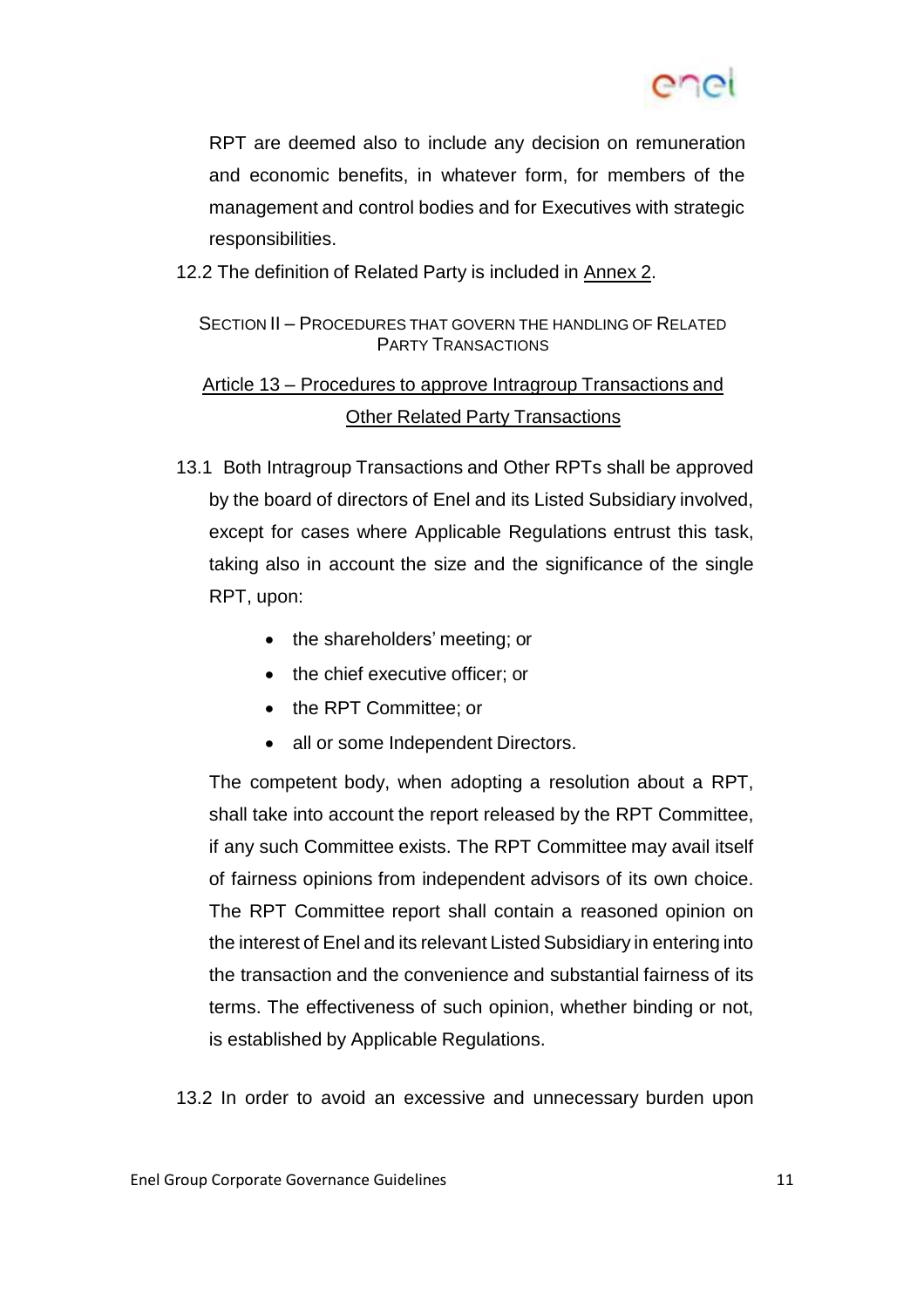RPT are deemed also to include any decision on remuneration and economic benefits, in whatever form, for members of the management and control bodies and for Executives with strategic responsibilities.

12.2 The definition of Related Party is included in Annex 2.

## SECTION II – PROCEDURES THAT GOVERN THE HANDLING OF RELATED PARTY TRANSACTIONS

### Article 13 – Procedures to approve Intragroup Transactions and Other Related Party Transactions

13.1 Both Intragroup Transactions and Other RPTs shall be approved by the board of directors of Enel and its Listed Subsidiary involved, except for cases where Applicable Regulations entrust this task, taking also in account the size and the significance of the single RPT, upon:

- the shareholders' meeting; or
- the chief executive officer; or
- the RPT Committee; or
- all or some Independent Directors.

The competent body, when adopting a resolution about a RPT, shall take into account the report released by the RPT Committee, if any such Committee exists. The RPT Committee may avail itself of fairness opinions from independent advisors of its own choice. The RPT Committee report shall contain a reasoned opinion on the interest of Enel and its relevant Listed Subsidiary in entering into the transaction and the convenience and substantial fairness of its terms. The effectiveness of such opinion, whether binding or not, is established by Applicable Regulations.

13.2 In order to avoid an excessive and unnecessary burden upon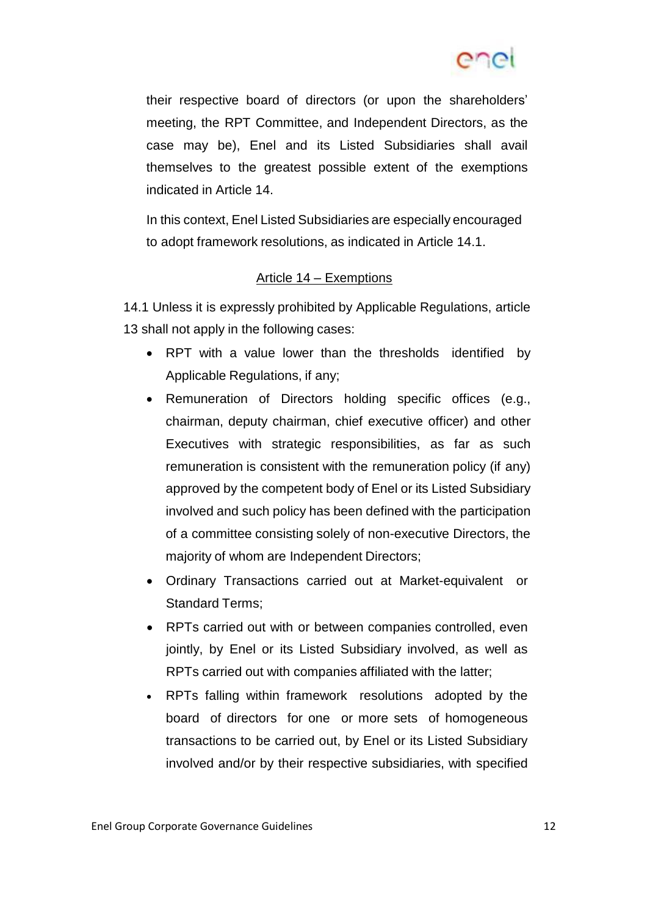their respective board of directors (or upon the shareholders' meeting, the RPT Committee, and Independent Directors, as the case may be), Enel and its Listed Subsidiaries shall avail themselves to the greatest possible extent of the exemptions indicated in Article 14.

In this context, Enel Listed Subsidiaries are especially encouraged to adopt framework resolutions, as indicated in Article 14.1.

## Article 14 – Exemptions

14.1 Unless it is expressly prohibited by Applicable Regulations, article 13 shall not apply in the following cases:

- RPT with a value lower than the thresholds identified by Applicable Regulations, if any;
- Remuneration of Directors holding specific offices (e.g., chairman, deputy chairman, chief executive officer) and other Executives with strategic responsibilities, as far as such remuneration is consistent with the remuneration policy (if any) approved by the competent body of Enel or its Listed Subsidiary involved and such policy has been defined with the participation of a committee consisting solely of non-executive Directors, the majority of whom are Independent Directors;
- Ordinary Transactions carried out at Market-equivalent or Standard Terms;
- RPTs carried out with or between companies controlled, even jointly, by Enel or its Listed Subsidiary involved, as well as RPTs carried out with companies affiliated with the latter;
- RPTs falling within framework resolutions adopted by the board of directors for one or more sets of homogeneous transactions to be carried out, by Enel or its Listed Subsidiary involved and/or by their respective subsidiaries, with specified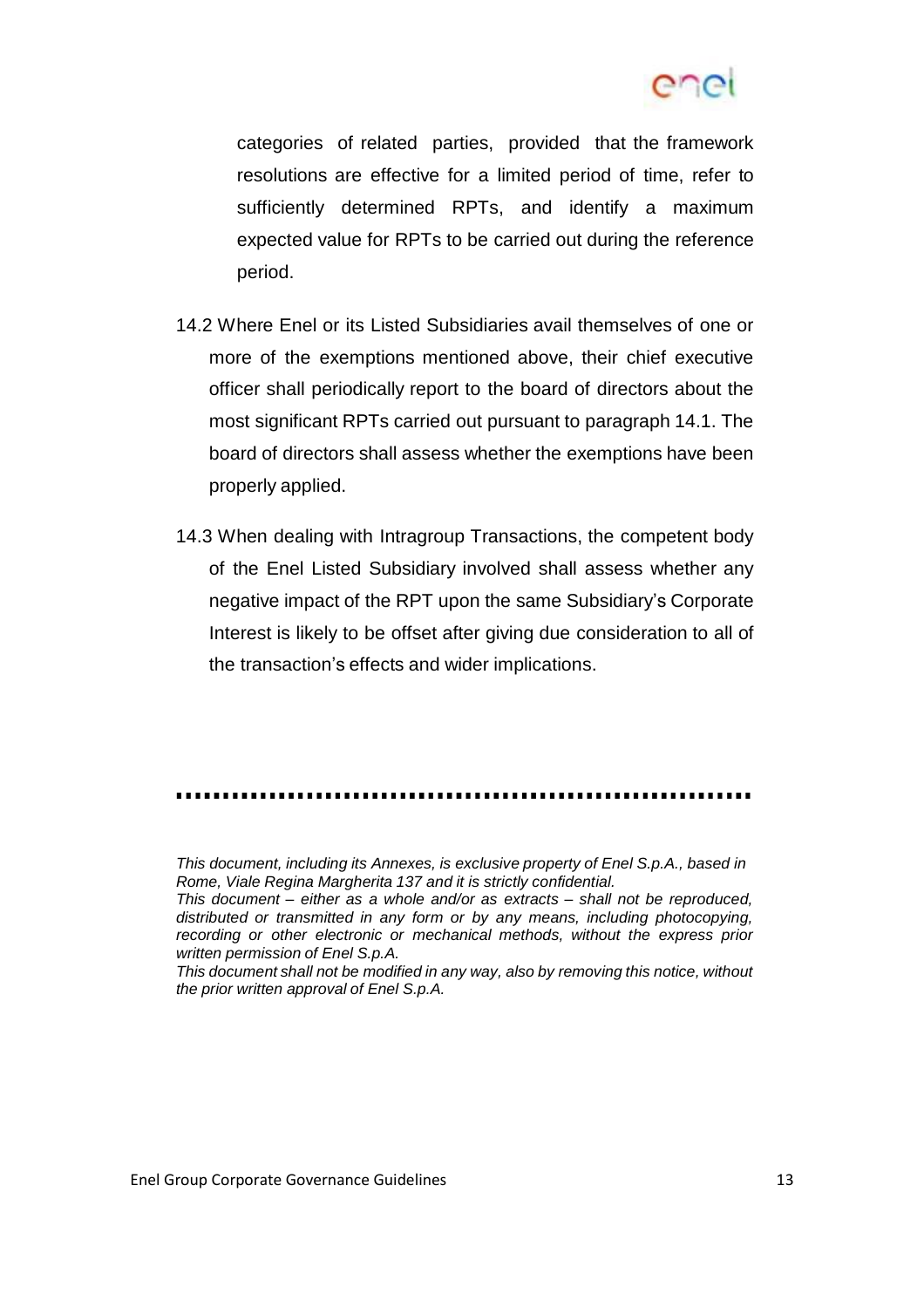categories of related parties, provided that the framework resolutions are effective for a limited period of time, refer to sufficiently determined RPTs, and identify a maximum expected value for RPTs to be carried out during the reference period.

14.2 Where Enel or its Listed Subsidiaries avail themselves of one or more of the exemptions mentioned above, their chief executive officer shall periodically report to the board of directors about the most significant RPTs carried out pursuant to paragraph 14.1. The board of directors shall assess whether the exemptions have been properly applied.

14.3 When dealing with Intragroup Transactions, the competent body of the Enel Listed Subsidiary involved shall assess whether any negative impact of the RPT upon the same Subsidiary's Corporate Interest is likely to be offset after giving due consideration to all of the transaction's effects and wider implications.

*This document, including its Annexes, is exclusive property of Enel S.p.A., based in Rome, Viale Regina Margherita 137 and it is strictly confidential.*
*This document – either as a whole and/or as extracts – shall not be reproduced, distributed or transmitted in any form or by any means, including photocopying, recording or other electronic or mechanical methods, without the express prior written permission of Enel S.p.A.*
*This document shall not be modified in any way, also by removing this notice, without the prior written approval of Enel S.p.A.*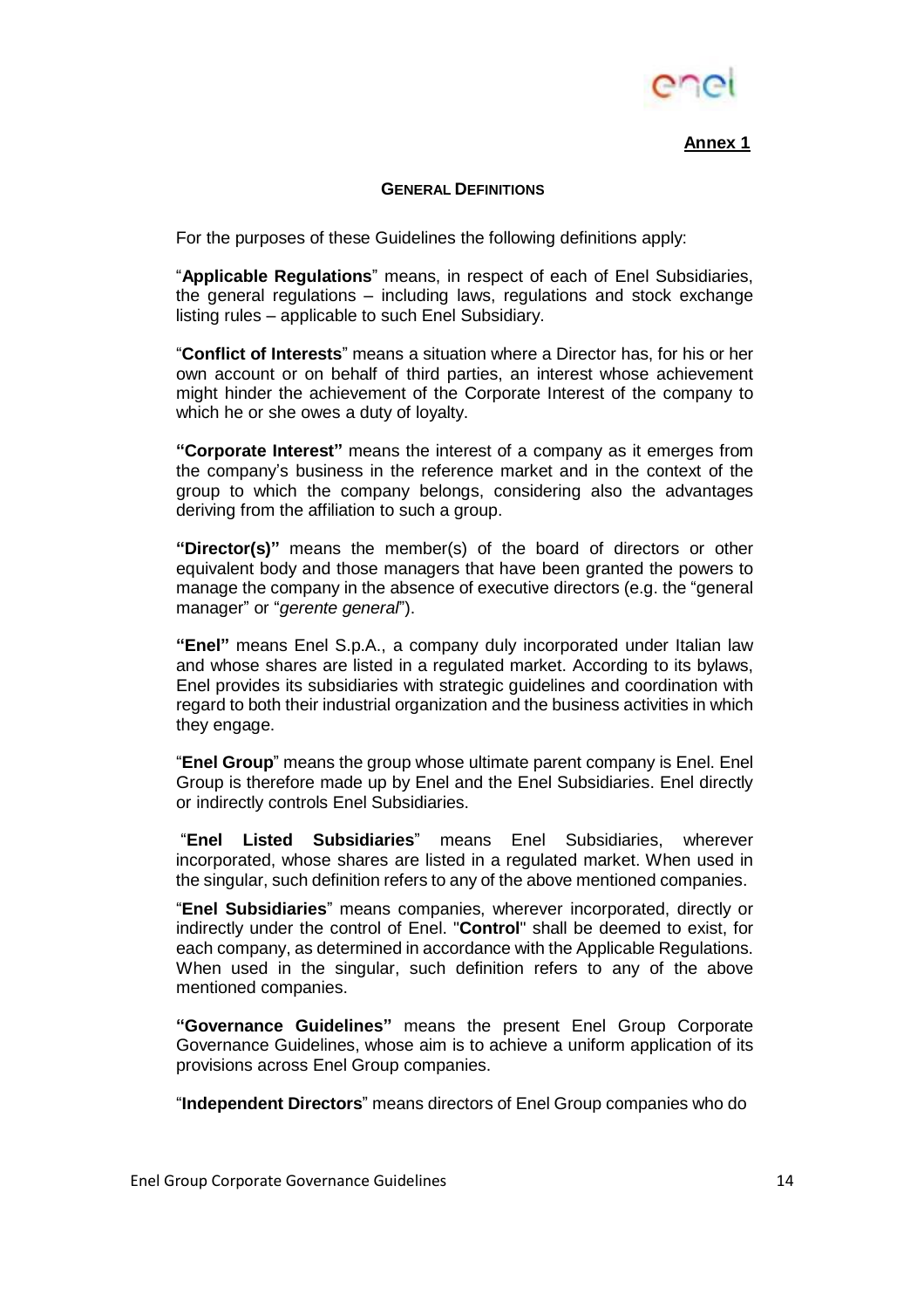**Annex 1**

**GENERAL DEFINITIONS**

For the purposes of these Guidelines the following definitions apply:

"**Applicable Regulations**" means, in respect of each of Enel Subsidiaries, the general regulations – including laws, regulations and stock exchange listing rules – applicable to such Enel Subsidiary.

"**Conflict of Interests**" means a situation where a Director has, for his or her own account or on behalf of third parties, an interest whose achievement might hinder the achievement of the Corporate Interest of the company to which he or she owes a duty of loyalty.

**"Corporate Interest"** means the interest of a company as it emerges from the company's business in the reference market and in the context of the group to which the company belongs, considering also the advantages deriving from the affiliation to such a group.

**"Director(s)"** means the member(s) of the board of directors or other equivalent body and those managers that have been granted the powers to manage the company in the absence of executive directors (e.g. the "general manager" or "*gerente general*").

**"Enel"** means Enel S.p.A., a company duly incorporated under Italian law and whose shares are listed in a regulated market. According to its bylaws, Enel provides its subsidiaries with strategic guidelines and coordination with regard to both their industrial organization and the business activities in which they engage.

"**Enel Group**" means the group whose ultimate parent company is Enel. Enel Group is therefore made up by Enel and the Enel Subsidiaries. Enel directly or indirectly controls Enel Subsidiaries.

"**Enel Listed Subsidiaries**" means Enel Subsidiaries, wherever incorporated, whose shares are listed in a regulated market. When used in the singular, such definition refers to any of the above mentioned companies.

"**Enel Subsidiaries**" means companies, wherever incorporated, directly or indirectly under the control of Enel. "**Control**" shall be deemed to exist, for each company, as determined in accordance with the Applicable Regulations. When used in the singular, such definition refers to any of the above mentioned companies.

**"Governance Guidelines"** means the present Enel Group Corporate Governance Guidelines, whose aim is to achieve a uniform application of its provisions across Enel Group companies.

"**Independent Directors**" means directors of Enel Group companies who do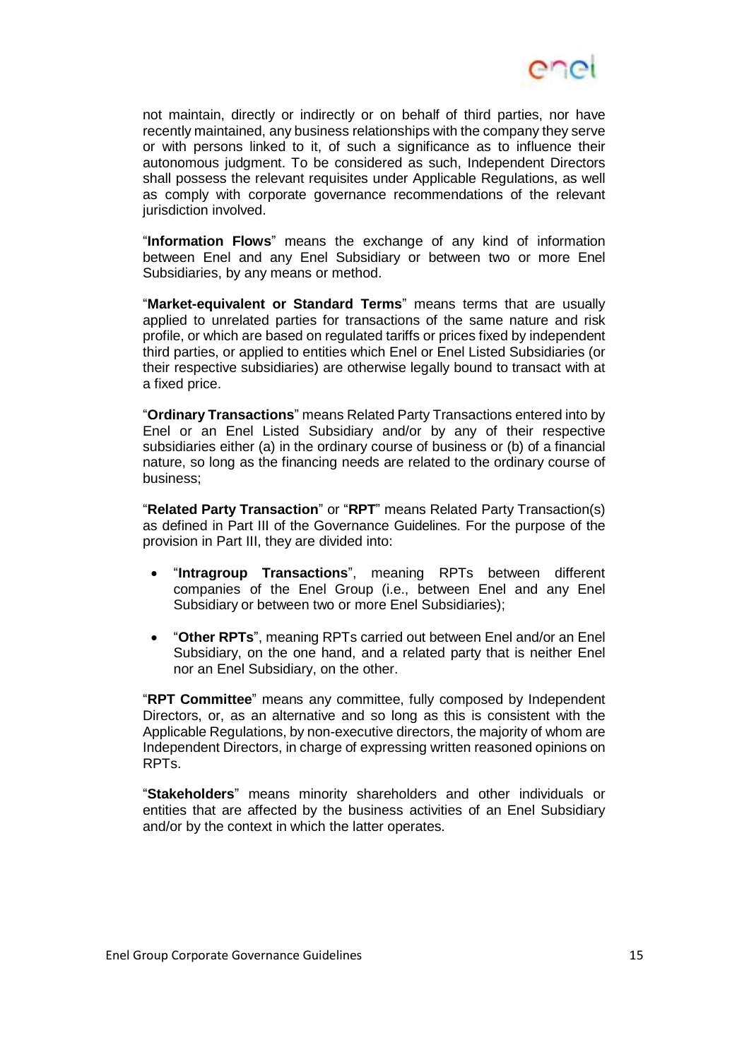not maintain, directly or indirectly or on behalf of third parties, nor have recently maintained, any business relationships with the company they serve or with persons linked to it, of such a significance as to influence their autonomous judgment. To be considered as such, Independent Directors shall possess the relevant requisites under Applicable Regulations, as well as comply with corporate governance recommendations of the relevant jurisdiction involved.

"**Information Flows**" means the exchange of any kind of information between Enel and any Enel Subsidiary or between two or more Enel Subsidiaries, by any means or method.

"**Market-equivalent or Standard Terms**" means terms that are usually applied to unrelated parties for transactions of the same nature and risk profile, or which are based on regulated tariffs or prices fixed by independent third parties, or applied to entities which Enel or Enel Listed Subsidiaries (or their respective subsidiaries) are otherwise legally bound to transact with at a fixed price.

"**Ordinary Transactions**" means Related Party Transactions entered into by Enel or an Enel Listed Subsidiary and/or by any of their respective subsidiaries either (a) in the ordinary course of business or (b) of a financial nature, so long as the financing needs are related to the ordinary course of business;

"**Related Party Transaction**" or "**RPT**" means Related Party Transaction(s) as defined in Part III of the Governance Guidelines. For the purpose of the provision in Part III, they are divided into:

- "**Intragroup Transactions**", meaning RPTs between different companies of the Enel Group (i.e., between Enel and any Enel Subsidiary or between two or more Enel Subsidiaries);
- "**Other RPTs**", meaning RPTs carried out between Enel and/or an Enel Subsidiary, on the one hand, and a related party that is neither Enel nor an Enel Subsidiary, on the other.

"**RPT Committee**" means any committee, fully composed by Independent Directors, or, as an alternative and so long as this is consistent with the Applicable Regulations, by non-executive directors, the majority of whom are Independent Directors, in charge of expressing written reasoned opinions on RPTs.

"**Stakeholders**" means minority shareholders and other individuals or entities that are affected by the business activities of an Enel Subsidiary and/or by the context in which the latter operates.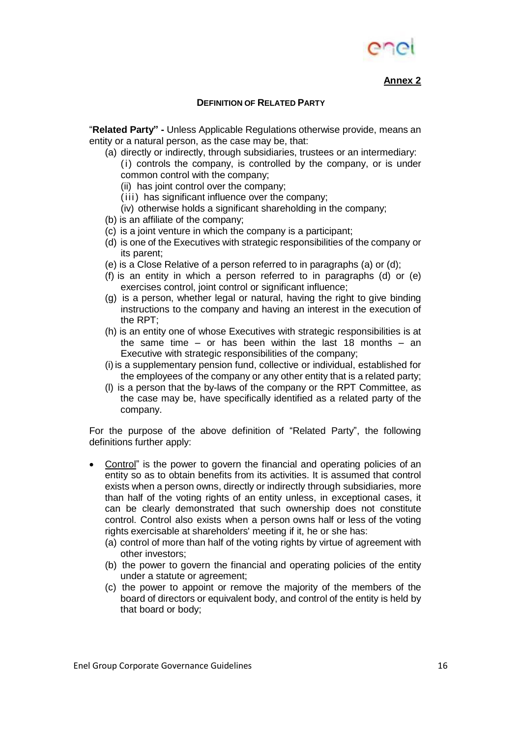**Annex 2**

**DEFINITION OF RELATED PARTY**

"**Related Party" -** Unless Applicable Regulations otherwise provide, means an entity or a natural person, as the case may be, that:

(a) directly or indirectly, through subsidiaries, trustees or an intermediary:
   (i) controls the company, is controlled by the company, or is under common control with the company;
   (ii) has joint control over the company;
   (iii) has significant influence over the company;
   (iv) otherwise holds a significant shareholding in the company;

(b) is an affiliate of the company;

(c) is a joint venture in which the company is a participant;

(d) is one of the Executives with strategic responsibilities of the company or its parent;

(e) is a Close Relative of a person referred to in paragraphs (a) or (d);

(f) is an entity in which a person referred to in paragraphs (d) or (e) exercises control, joint control or significant influence;

(g) is a person, whether legal or natural, having the right to give binding instructions to the company and having an interest in the execution of the RPT;

(h) is an entity one of whose Executives with strategic responsibilities is at the same time – or has been within the last 18 months – an Executive with strategic responsibilities of the company;

(i) is a supplementary pension fund, collective or individual, established for the employees of the company or any other entity that is a related party;

(l) is a person that the by-laws of the company or the RPT Committee, as the case may be, have specifically identified as a related party of the company.

For the purpose of the above definition of "Related Party", the following definitions further apply:

- Control" is the power to govern the financial and operating policies of an entity so as to obtain benefits from its activities. It is assumed that control exists when a person owns, directly or indirectly through subsidiaries, more than half of the voting rights of an entity unless, in exceptional cases, it can be clearly demonstrated that such ownership does not constitute control. Control also exists when a person owns half or less of the voting rights exercisable at shareholders' meeting if it, he or she has:
  (a) control of more than half of the voting rights by virtue of agreement with other investors;
  (b) the power to govern the financial and operating policies of the entity under a statute or agreement;
  (c) the power to appoint or remove the majority of the members of the board of directors or equivalent body, and control of the entity is held by that board or body;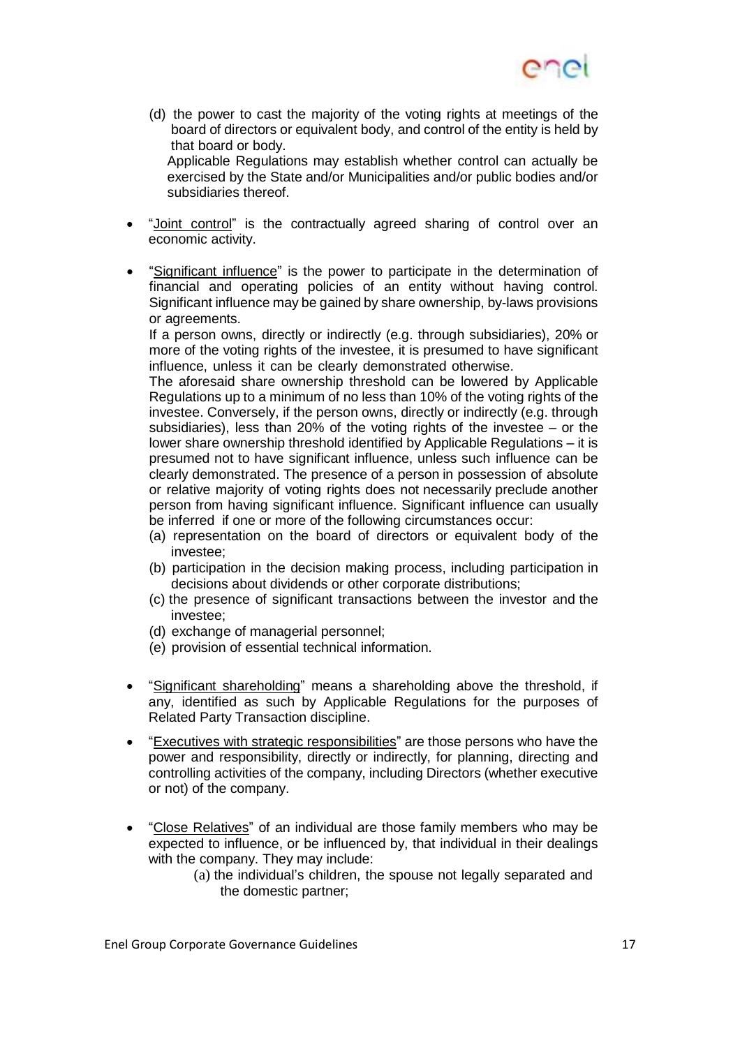(d) the power to cast the majority of the voting rights at meetings of the board of directors or equivalent body, and control of the entity is held by that board or body.

Applicable Regulations may establish whether control can actually be exercised by the State and/or Municipalities and/or public bodies and/or subsidiaries thereof.

- "Joint control" is the contractually agreed sharing of control over an economic activity.

- "Significant influence" is the power to participate in the determination of financial and operating policies of an entity without having control. Significant influence may be gained by share ownership, by-laws provisions or agreements.

  If a person owns, directly or indirectly (e.g. through subsidiaries), 20% or more of the voting rights of the investee, it is presumed to have significant influence, unless it can be clearly demonstrated otherwise.

  The aforesaid share ownership threshold can be lowered by Applicable Regulations up to a minimum of no less than 10% of the voting rights of the investee. Conversely, if the person owns, directly or indirectly (e.g. through subsidiaries), less than 20% of the voting rights of the investee – or the lower share ownership threshold identified by Applicable Regulations – it is presumed not to have significant influence, unless such influence can be clearly demonstrated. The presence of a person in possession of absolute or relative majority of voting rights does not necessarily preclude another person from having significant influence. Significant influence can usually be inferred if one or more of the following circumstances occur:

  (a) representation on the board of directors or equivalent body of the investee;
  (b) participation in the decision making process, including participation in decisions about dividends or other corporate distributions;
  (c) the presence of significant transactions between the investor and the investee;
  (d) exchange of managerial personnel;
  (e) provision of essential technical information.

- "Significant shareholding" means a shareholding above the threshold, if any, identified as such by Applicable Regulations for the purposes of Related Party Transaction discipline.

- "Executives with strategic responsibilities" are those persons who have the power and responsibility, directly or indirectly, for planning, directing and controlling activities of the company, including Directors (whether executive or not) of the company.

- "Close Relatives" of an individual are those family members who may be expected to influence, or be influenced by, that individual in their dealings with the company. They may include:

  (a) the individual's children, the spouse not legally separated and the domestic partner;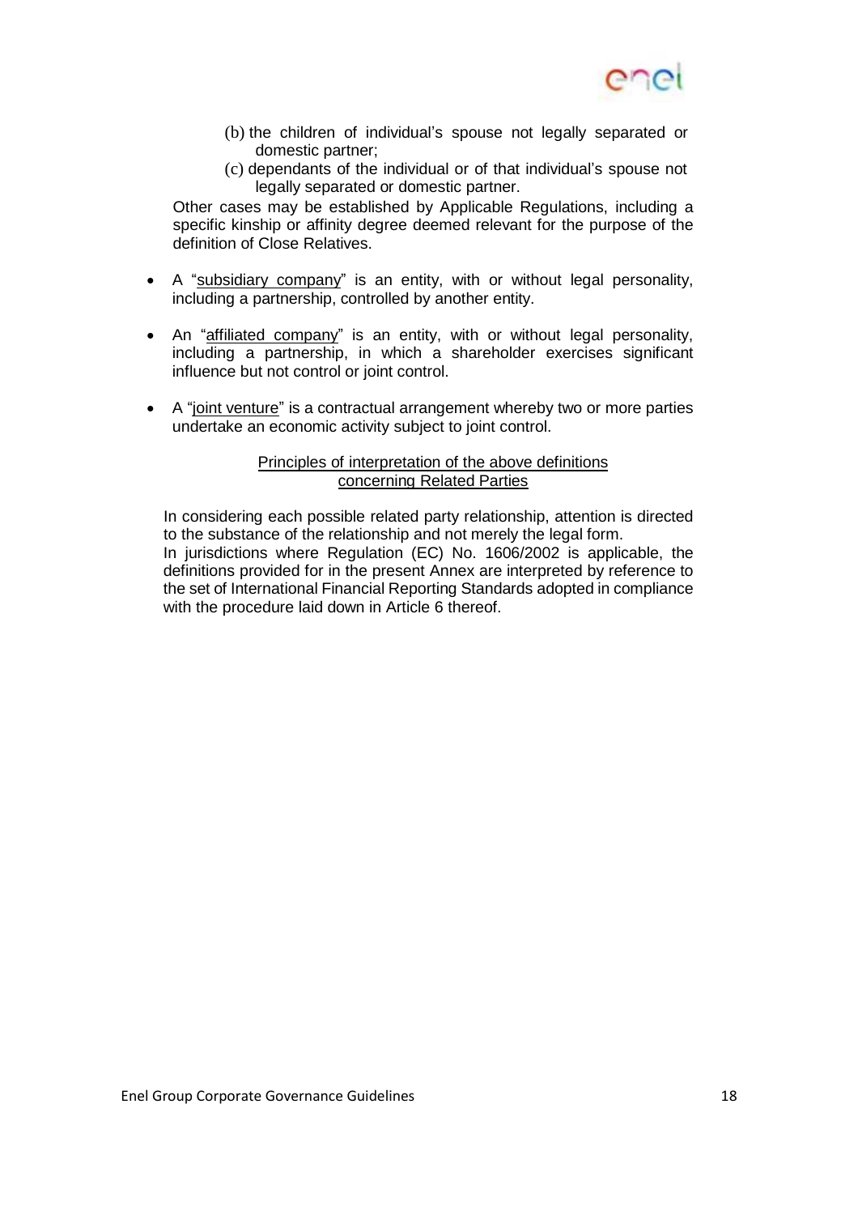(b) the children of individual's spouse not legally separated or domestic partner;

(c) dependants of the individual or of that individual's spouse not legally separated or domestic partner.

Other cases may be established by Applicable Regulations, including a specific kinship or affinity degree deemed relevant for the purpose of the definition of Close Relatives.

- A "subsidiary company" is an entity, with or without legal personality, including a partnership, controlled by another entity.

- An "affiliated company" is an entity, with or without legal personality, including a partnership, in which a shareholder exercises significant influence but not control or joint control.

- A "joint venture" is a contractual arrangement whereby two or more parties undertake an economic activity subject to joint control.

Principles of interpretation of the above definitions concerning Related Parties

In considering each possible related party relationship, attention is directed to the substance of the relationship and not merely the legal form.

In jurisdictions where Regulation (EC) No. 1606/2002 is applicable, the definitions provided for in the present Annex are interpreted by reference to the set of International Financial Reporting Standards adopted in compliance with the procedure laid down in Article 6 thereof.